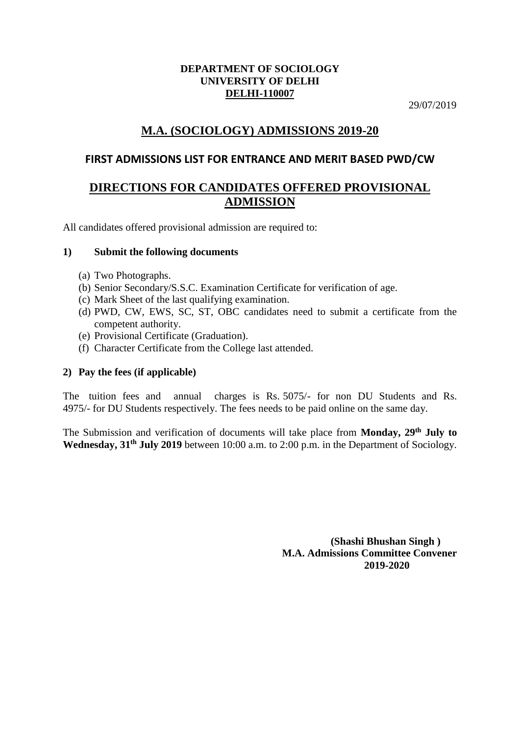**DEPARTMENT OF SOCIOLOGY**
**UNIVERSITY OF DELHI**
**DELHI-110007**

29/07/2019

# M.A. (SOCIOLOGY) ADMISSIONS 2019-20

## FIRST ADMISSIONS LIST FOR ENTRANCE AND MERIT BASED PWD/CW

## DIRECTIONS FOR CANDIDATES OFFERED PROVISIONAL ADMISSION

All candidates offered provisional admission are required to:

**1) Submit the following documents**

(a) Two Photographs.
(b) Senior Secondary/S.S.C. Examination Certificate for verification of age.
(c) Mark Sheet of the last qualifying examination.
(d) PWD, CW, EWS, SC, ST, OBC candidates need to submit a certificate from the competent authority.
(e) Provisional Certificate (Graduation).
(f) Character Certificate from the College last attended.

**2) Pay the fees (if applicable)**

The tuition fees and annual charges is Rs. 5075/- for non DU Students and Rs. 4975/- for DU Students respectively. The fees needs to be paid online on the same day.

The Submission and verification of documents will take place from **Monday, 29th July to Wednesday, 31st July 2019** between 10:00 a.m. to 2:00 p.m. in the Department of Sociology.

**(Shashi Bhushan Singh )**
**M.A. Admissions Committee Convener**
**2019-2020**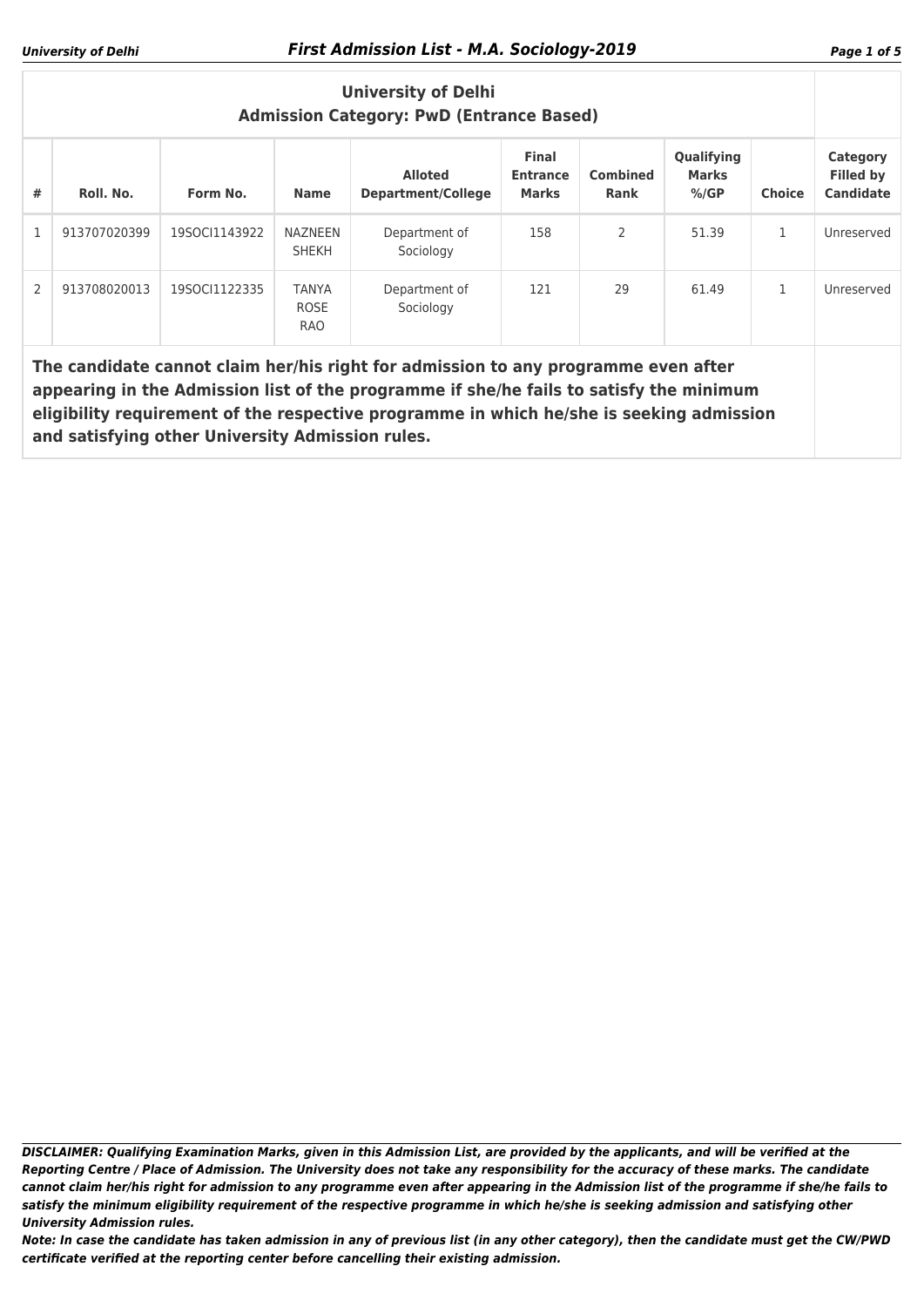## University of Delhi
## Admission Category: PwD (Entrance Based)

| # | Roll. No. | Form No. | Name | Alloted Department/College | Final Entrance Marks | Combined Rank | Qualifying Marks %/GP | Choice | Category Filled by Candidate |
|---|---|---|---|---|---|---|---|---|---|
| 1 | 913707020399 | 19SOCI1143922 | NAZNEEN SHEKH | Department of Sociology | 158 | 2 | 51.39 | 1 | Unreserved |
| 2 | 913708020013 | 19SOCI1122335 | TANYA ROSE RAO | Department of Sociology | 121 | 29 | 61.49 | 1 | Unreserved |

**The candidate cannot claim her/his right for admission to any programme even after appearing in the Admission list of the programme if she/he fails to satisfy the minimum eligibility requirement of the respective programme in which he/she is seeking admission and satisfying other University Admission rules.**

***DISCLAIMER: Qualifying Examination Marks, given in this Admission List, are provided by the applicants, and will be verified at the Reporting Centre / Place of Admission. The University does not take any responsibility for the accuracy of these marks. The candidate cannot claim her/his right for admission to any programme even after appearing in the Admission list of the programme if she/he fails to satisfy the minimum eligibility requirement of the respective programme in which he/she is seeking admission and satisfying other University Admission rules.***

***Note: In case the candidate has taken admission in any of previous list (in any other category), then the candidate must get the CW/PWD certificate verified at the reporting center before cancelling their existing admission.***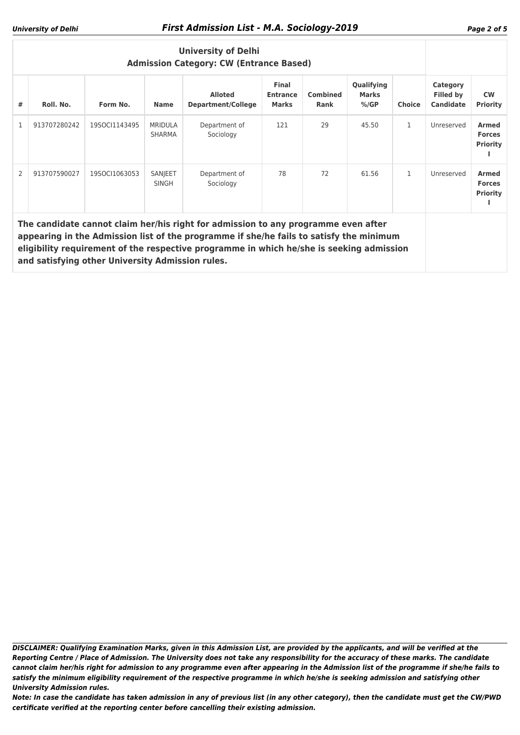## University of Delhi

### Admission Category: CW (Entrance Based)

| # | Roll. No. | Form No. | Name | Alloted Department/College | Final Entrance Marks | Combined Rank | Qualifying Marks %/GP | Choice | Category Filled by Candidate | CW Priority |
|---|---|---|---|---|---|---|---|---|---|---|
| 1 | 913707280242 | 19SOCI1143495 | MRIDULA SHARMA | Department of Sociology | 121 | 29 | 45.50 | 1 | Unreserved | **Armed Forces Priority I** |
| 2 | 913707590027 | 19SOCI1063053 | SANJEET SINGH | Department of Sociology | 78 | 72 | 61.56 | 1 | Unreserved | **Armed Forces Priority I** |

**The candidate cannot claim her/his right for admission to any programme even after appearing in the Admission list of the programme if she/he fails to satisfy the minimum eligibility requirement of the respective programme in which he/she is seeking admission and satisfying other University Admission rules.**

***DISCLAIMER: Qualifying Examination Marks, given in this Admission List, are provided by the applicants, and will be verified at the Reporting Centre / Place of Admission. The University does not take any responsibility for the accuracy of these marks. The candidate cannot claim her/his right for admission to any programme even after appearing in the Admission list of the programme if she/he fails to satisfy the minimum eligibility requirement of the respective programme in which he/she is seeking admission and satisfying other University Admission rules.***

***Note: In case the candidate has taken admission in any of previous list (in any other category), then the candidate must get the CW/PWD certificate verified at the reporting center before cancelling their existing admission.***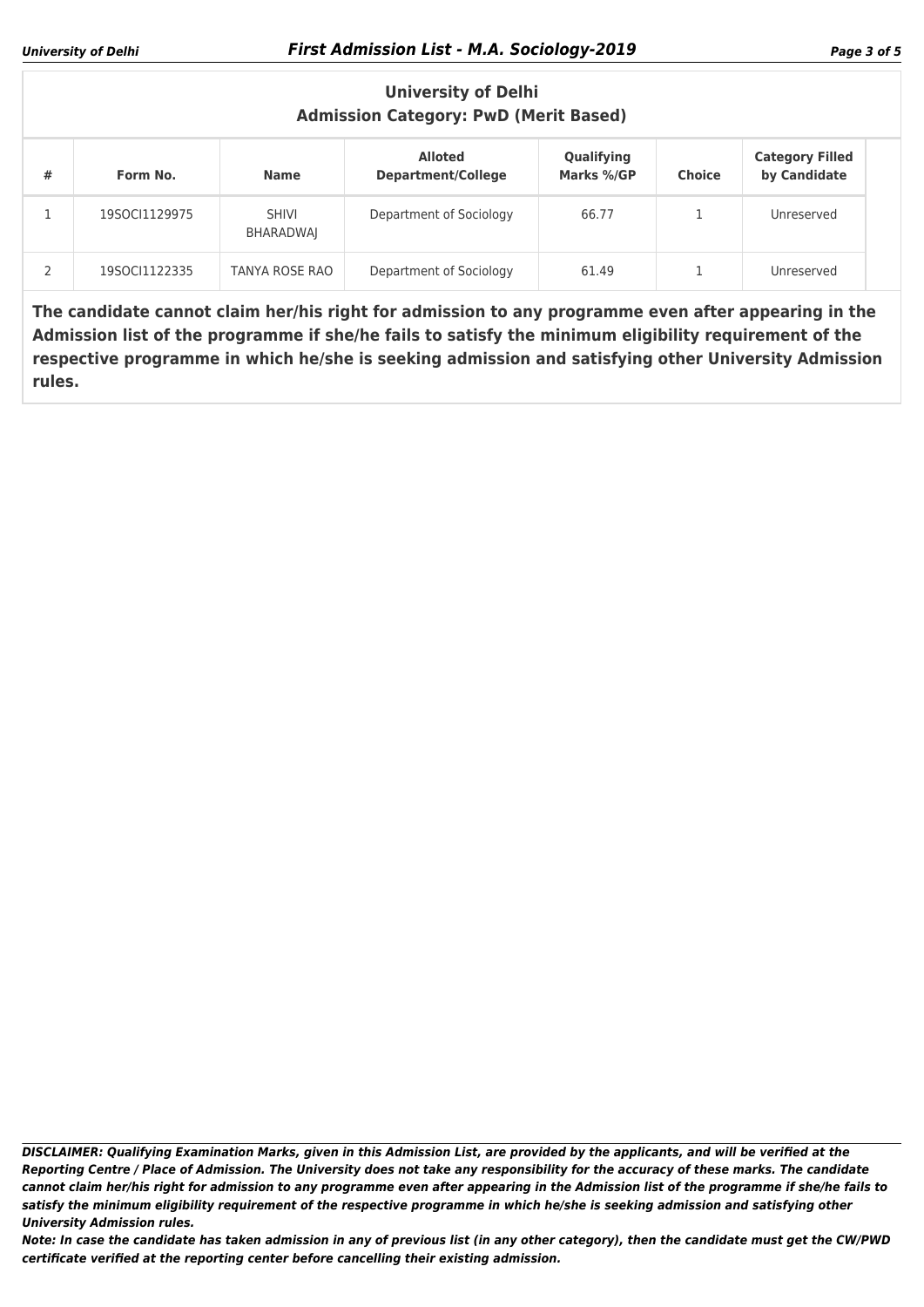## University of Delhi
## Admission Category: PwD (Merit Based)

| # | Form No. | Name | Alloted Department/College | Qualifying Marks %/GP | Choice | Category Filled by Candidate |
|---|---|---|---|---|---|---|
| 1 | 19SOCI1129975 | SHIVI BHARADWAJ | Department of Sociology | 66.77 | 1 | Unreserved |
| 2 | 19SOCI1122335 | TANYA ROSE RAO | Department of Sociology | 61.49 | 1 | Unreserved |

**The candidate cannot claim her/his right for admission to any programme even after appearing in the Admission list of the programme if she/he fails to satisfy the minimum eligibility requirement of the respective programme in which he/she is seeking admission and satisfying other University Admission rules.**

***DISCLAIMER: Qualifying Examination Marks, given in this Admission List, are provided by the applicants, and will be verified at the Reporting Centre / Place of Admission. The University does not take any responsibility for the accuracy of these marks. The candidate cannot claim her/his right for admission to any programme even after appearing in the Admission list of the programme if she/he fails to satisfy the minimum eligibility requirement of the respective programme in which he/she is seeking admission and satisfying other University Admission rules.***

***Note: In case the candidate has taken admission in any of previous list (in any other category), then the candidate must get the CW/PWD certificate verified at the reporting center before cancelling their existing admission.***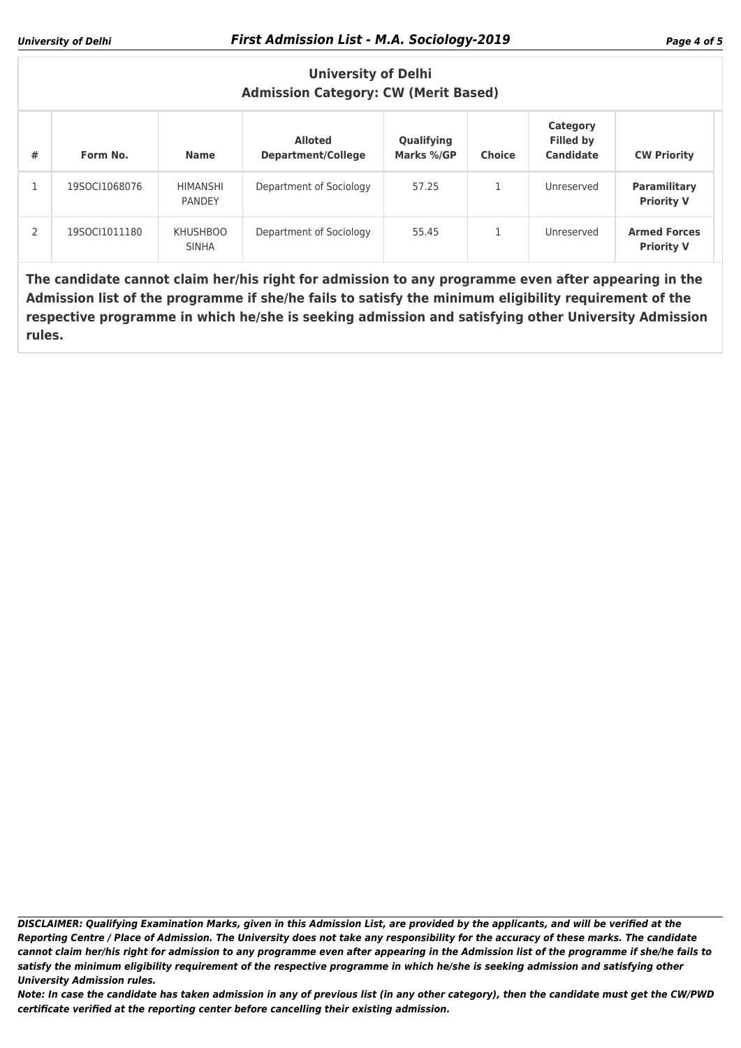## University of Delhi
## Admission Category: CW (Merit Based)

| # | Form No. | Name | Alloted Department/College | Qualifying Marks %/GP | Choice | Category Filled by Candidate | CW Priority |
|---|---|---|---|---|---|---|---|
| 1 | 19SOCI1068076 | HIMANSHI PANDEY | Department of Sociology | 57.25 | 1 | Unreserved | **Paramilitary Priority V** |
| 2 | 19SOCI1011180 | KHUSHBOO SINHA | Department of Sociology | 55.45 | 1 | Unreserved | **Armed Forces Priority V** |

**The candidate cannot claim her/his right for admission to any programme even after appearing in the Admission list of the programme if she/he fails to satisfy the minimum eligibility requirement of the respective programme in which he/she is seeking admission and satisfying other University Admission rules.**

***DISCLAIMER: Qualifying Examination Marks, given in this Admission List, are provided by the applicants, and will be verified at the Reporting Centre / Place of Admission. The University does not take any responsibility for the accuracy of these marks. The candidate cannot claim her/his right for admission to any programme even after appearing in the Admission list of the programme if she/he fails to satisfy the minimum eligibility requirement of the respective programme in which he/she is seeking admission and satisfying other University Admission rules.***

***Note: In case the candidate has taken admission in any of previous list (in any other category), then the candidate must get the CW/PWD certificate verified at the reporting center before cancelling their existing admission.***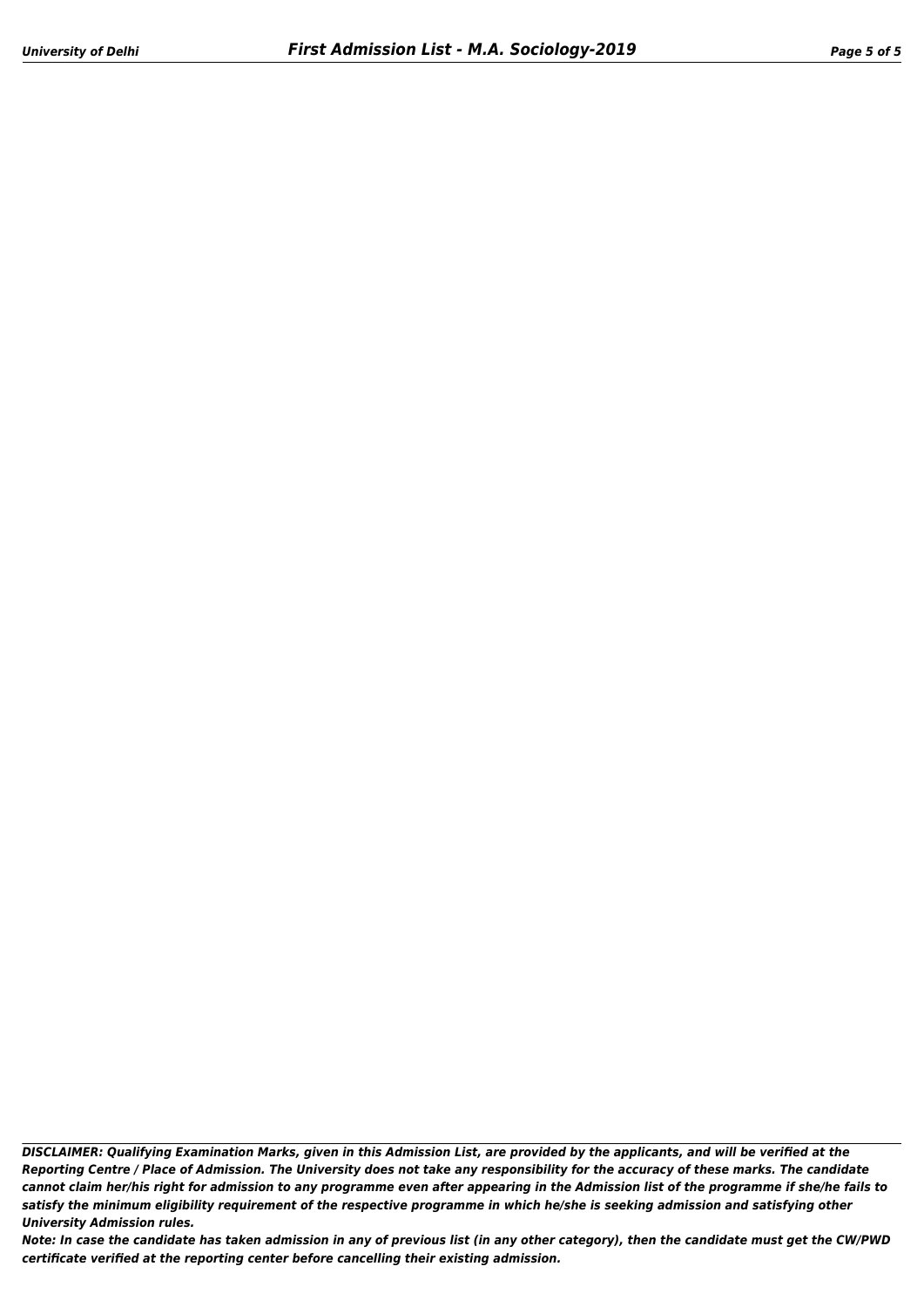***DISCLAIMER: Qualifying Examination Marks, given in this Admission List, are provided by the applicants, and will be verified at the Reporting Centre / Place of Admission. The University does not take any responsibility for the accuracy of these marks. The candidate cannot claim her/his right for admission to any programme even after appearing in the Admission list of the programme if she/he fails to satisfy the minimum eligibility requirement of the respective programme in which he/she is seeking admission and satisfying other University Admission rules.***

***Note: In case the candidate has taken admission in any of previous list (in any other category), then the candidate must get the CW/PWD certificate verified at the reporting center before cancelling their existing admission.***